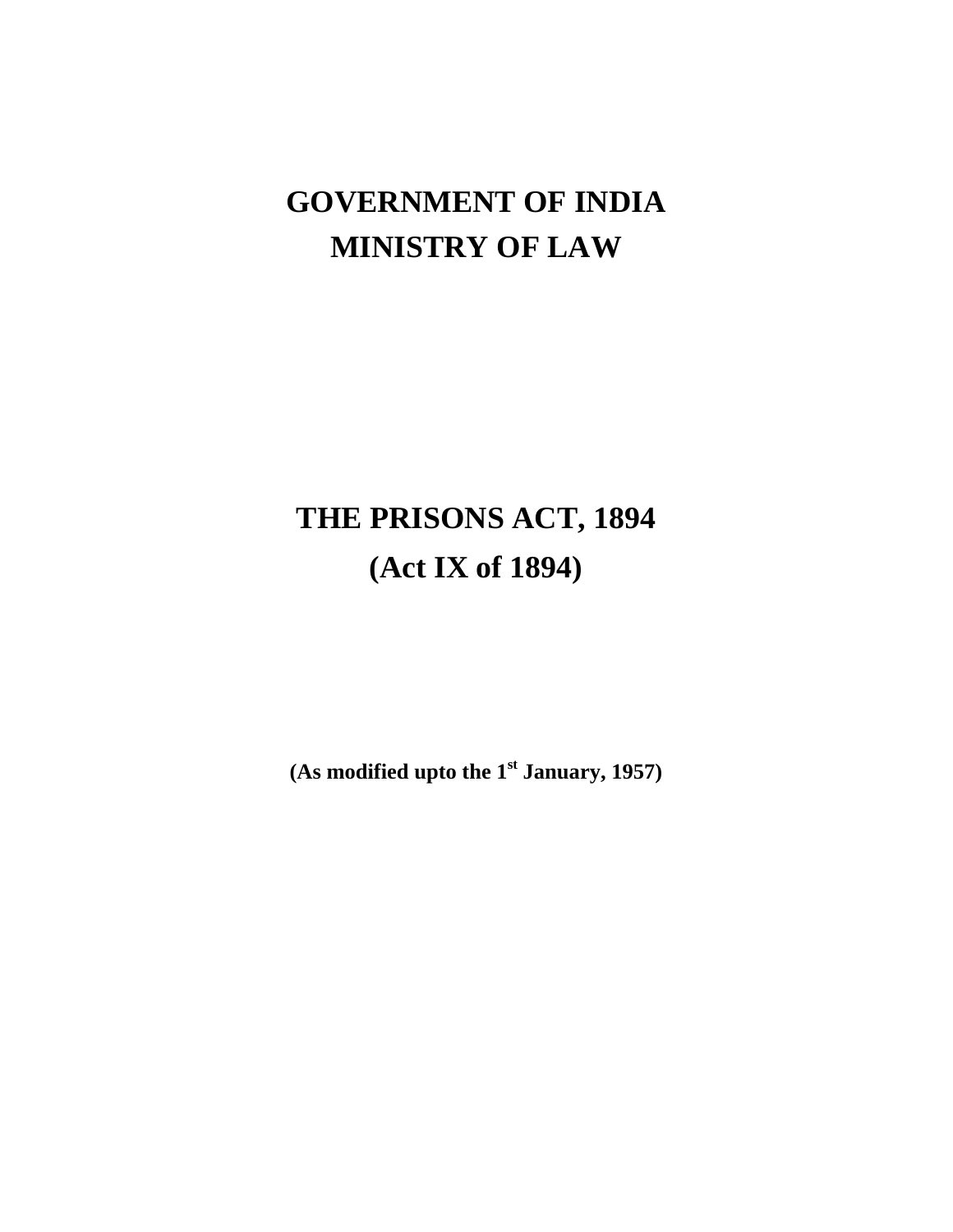# GOVERNMENT OF INDIA
# MINISTRY OF LAW

# THE PRISONS ACT, 1894
# (Act IX of 1894)

**(As modified upto the 1st January, 1957)**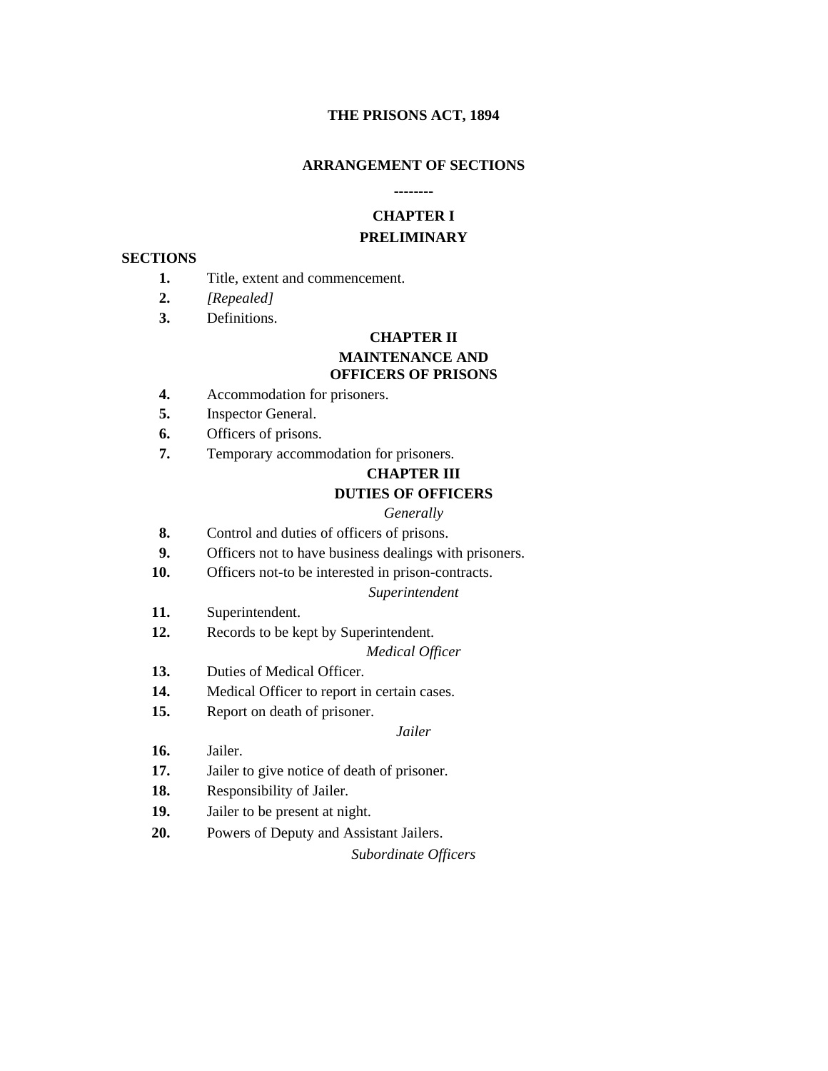# THE PRISONS ACT, 1894

## ARRANGEMENT OF SECTIONS

--------

### CHAPTER I

### PRELIMINARY

**SECTIONS**

**1.** Title, extent and commencement.

**2.** *[Repealed]*

**3.** Definitions.

### CHAPTER II

### MAINTENANCE AND OFFICERS OF PRISONS

**4.** Accommodation for prisoners.

**5.** Inspector General.

**6.** Officers of prisons.

**7.** Temporary accommodation for prisoners.

### CHAPTER III

### DUTIES OF OFFICERS

*Generally*

**8.** Control and duties of officers of prisons.

**9.** Officers not to have business dealings with prisoners.

**10.** Officers not-to be interested in prison-contracts.

*Superintendent*

**11.** Superintendent.

**12.** Records to be kept by Superintendent.

*Medical Officer*

**13.** Duties of Medical Officer.

**14.** Medical Officer to report in certain cases.

**15.** Report on death of prisoner.

*Jailer*

**16.** Jailer.

**17.** Jailer to give notice of death of prisoner.

**18.** Responsibility of Jailer.

**19.** Jailer to be present at night.

**20.** Powers of Deputy and Assistant Jailers.

*Subordinate Officers*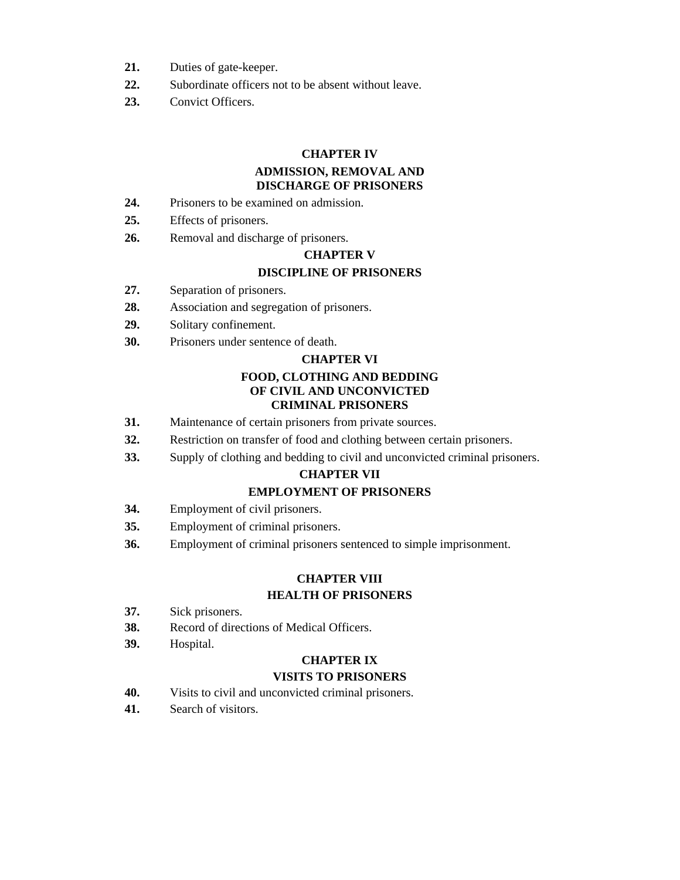**21.** Duties of gate-keeper.

**22.** Subordinate officers not to be absent without leave.

**23.** Convict Officers.

## CHAPTER IV

## ADMISSION, REMOVAL AND DISCHARGE OF PRISONERS

**24.** Prisoners to be examined on admission.

**25.** Effects of prisoners.

**26.** Removal and discharge of prisoners.

## CHAPTER V

## DISCIPLINE OF PRISONERS

**27.** Separation of prisoners.

**28.** Association and segregation of prisoners.

**29.** Solitary confinement.

**30.** Prisoners under sentence of death.

## CHAPTER VI

## FOOD, CLOTHING AND BEDDING OF CIVIL AND UNCONVICTED CRIMINAL PRISONERS

**31.** Maintenance of certain prisoners from private sources.

**32.** Restriction on transfer of food and clothing between certain prisoners.

**33.** Supply of clothing and bedding to civil and unconvicted criminal prisoners.

## CHAPTER VII

## EMPLOYMENT OF PRISONERS

**34.** Employment of civil prisoners.

**35.** Employment of criminal prisoners.

**36.** Employment of criminal prisoners sentenced to simple imprisonment.

## CHAPTER VIII

## HEALTH OF PRISONERS

**37.** Sick prisoners.

**38.** Record of directions of Medical Officers.

**39.** Hospital.

## CHAPTER IX

## VISITS TO PRISONERS

**40.** Visits to civil and unconvicted criminal prisoners.

**41.** Search of visitors.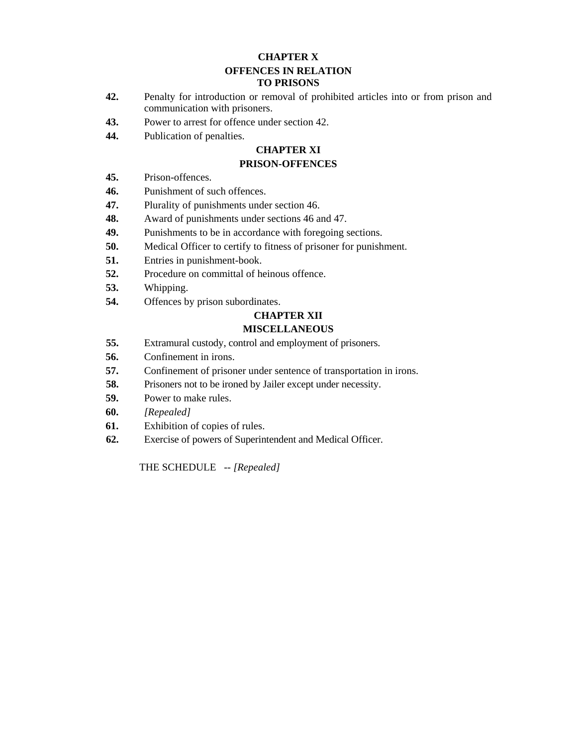## CHAPTER X

## OFFENCES IN RELATION TO PRISONS

**42.** Penalty for introduction or removal of prohibited articles into or from prison and communication with prisoners.

**43.** Power to arrest for offence under section 42.

**44.** Publication of penalties.

## CHAPTER XI

## PRISON-OFFENCES

**45.** Prison-offences.

**46.** Punishment of such offences.

**47.** Plurality of punishments under section 46.

**48.** Award of punishments under sections 46 and 47.

**49.** Punishments to be in accordance with foregoing sections.

**50.** Medical Officer to certify to fitness of prisoner for punishment.

**51.** Entries in punishment-book.

**52.** Procedure on committal of heinous offence.

**53.** Whipping.

**54.** Offences by prison subordinates.

## CHAPTER XII

## MISCELLANEOUS

**55.** Extramural custody, control and employment of prisoners.

**56.** Confinement in irons.

**57.** Confinement of prisoner under sentence of transportation in irons.

**58.** Prisoners not to be ironed by Jailer except under necessity.

**59.** Power to make rules.

**60.** *[Repealed]*

**61.** Exhibition of copies of rules.

**62.** Exercise of powers of Superintendent and Medical Officer.

THE SCHEDULE -- *[Repealed]*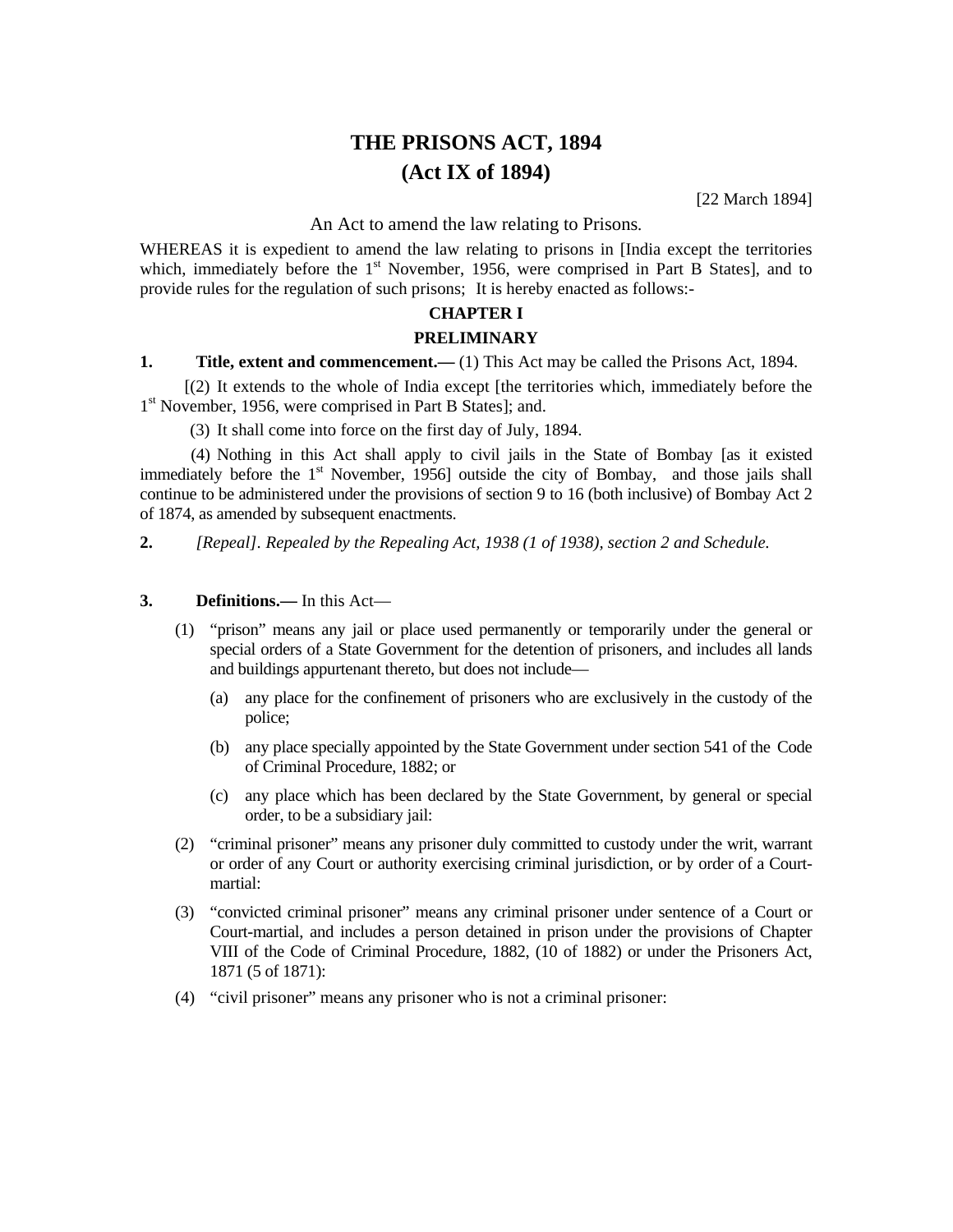# THE PRISONS ACT, 1894
# (Act IX of 1894)

[22 March 1894]

An Act to amend the law relating to Prisons.

WHEREAS it is expedient to amend the law relating to prisons in [India except the territories which, immediately before the 1st November, 1956, were comprised in Part B States], and to provide rules for the regulation of such prisons; It is hereby enacted as follows:-

## CHAPTER I

## PRELIMINARY

**1. Title, extent and commencement.—** (1) This Act may be called the Prisons Act, 1894.

[(2) It extends to the whole of India except [the territories which, immediately before the 1st November, 1956, were comprised in Part B States]; and.

(3) It shall come into force on the first day of July, 1894.

(4) Nothing in this Act shall apply to civil jails in the State of Bombay [as it existed immediately before the 1st November, 1956] outside the city of Bombay, and those jails shall continue to be administered under the provisions of section 9 to 16 (both inclusive) of Bombay Act 2 of 1874, as amended by subsequent enactments.

**2.** *[Repeal]. Repealed by the Repealing Act, 1938 (1 of 1938), section 2 and Schedule.*

**3. Definitions.—** In this Act—

(1) "prison" means any jail or place used permanently or temporarily under the general or special orders of a State Government for the detention of prisoners, and includes all lands and buildings appurtenant thereto, but does not include—

(a) any place for the confinement of prisoners who are exclusively in the custody of the police;

(b) any place specially appointed by the State Government under section 541 of the Code of Criminal Procedure, 1882; or

(c) any place which has been declared by the State Government, by general or special order, to be a subsidiary jail:

(2) "criminal prisoner" means any prisoner duly committed to custody under the writ, warrant or order of any Court or authority exercising criminal jurisdiction, or by order of a Court-martial:

(3) "convicted criminal prisoner" means any criminal prisoner under sentence of a Court or Court-martial, and includes a person detained in prison under the provisions of Chapter VIII of the Code of Criminal Procedure, 1882, (10 of 1882) or under the Prisoners Act, 1871 (5 of 1871):

(4) "civil prisoner" means any prisoner who is not a criminal prisoner: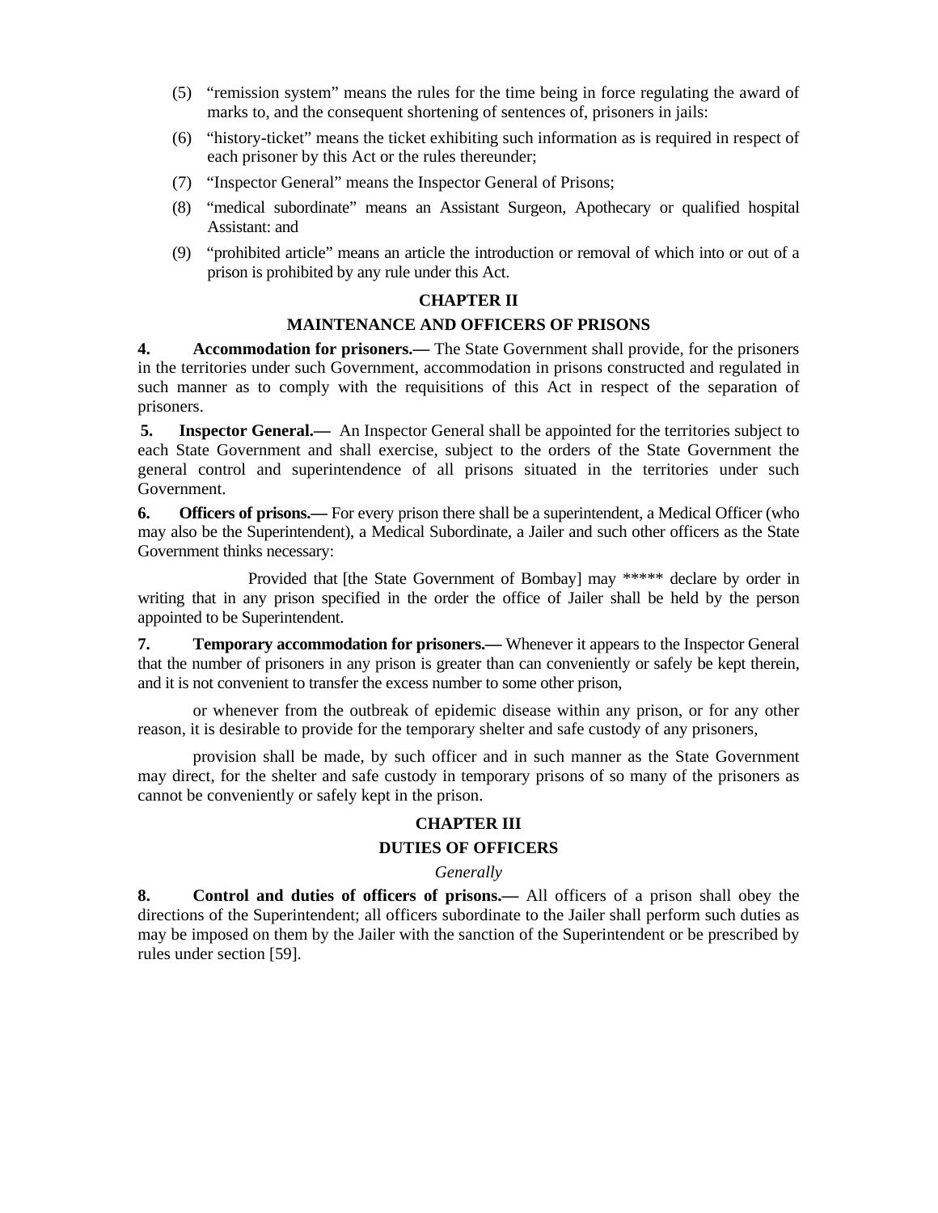(5) "remission system" means the rules for the time being in force regulating the award of marks to, and the consequent shortening of sentences of, prisoners in jails:

(6) "history-ticket" means the ticket exhibiting such information as is required in respect of each prisoner by this Act or the rules thereunder;

(7) "Inspector General" means the Inspector General of Prisons;

(8) "medical subordinate" means an Assistant Surgeon, Apothecary or qualified hospital Assistant: and

(9) "prohibited article" means an article the introduction or removal of which into or out of a prison is prohibited by any rule under this Act.

## CHAPTER II

## MAINTENANCE AND OFFICERS OF PRISONS

**4. Accommodation for prisoners.—** The State Government shall provide, for the prisoners in the territories under such Government, accommodation in prisons constructed and regulated in such manner as to comply with the requisitions of this Act in respect of the separation of prisoners.

**5. Inspector General.—** An Inspector General shall be appointed for the territories subject to each State Government and shall exercise, subject to the orders of the State Government the general control and superintendence of all prisons situated in the territories under such Government.

**6. Officers of prisons.—** For every prison there shall be a superintendent, a Medical Officer (who may also be the Superintendent), a Medical Subordinate, a Jailer and such other officers as the State Government thinks necessary:

Provided that [the State Government of Bombay] may ***** declare by order in writing that in any prison specified in the order the office of Jailer shall be held by the person appointed to be Superintendent.

**7. Temporary accommodation for prisoners.—** Whenever it appears to the Inspector General that the number of prisoners in any prison is greater than can conveniently or safely be kept therein, and it is not convenient to transfer the excess number to some other prison,

or whenever from the outbreak of epidemic disease within any prison, or for any other reason, it is desirable to provide for the temporary shelter and safe custody of any prisoners,

provision shall be made, by such officer and in such manner as the State Government may direct, for the shelter and safe custody in temporary prisons of so many of the prisoners as cannot be conveniently or safely kept in the prison.

## CHAPTER III

## DUTIES OF OFFICERS

*Generally*

**8. Control and duties of officers of prisons.—** All officers of a prison shall obey the directions of the Superintendent; all officers subordinate to the Jailer shall perform such duties as may be imposed on them by the Jailer with the sanction of the Superintendent or be prescribed by rules under section [59].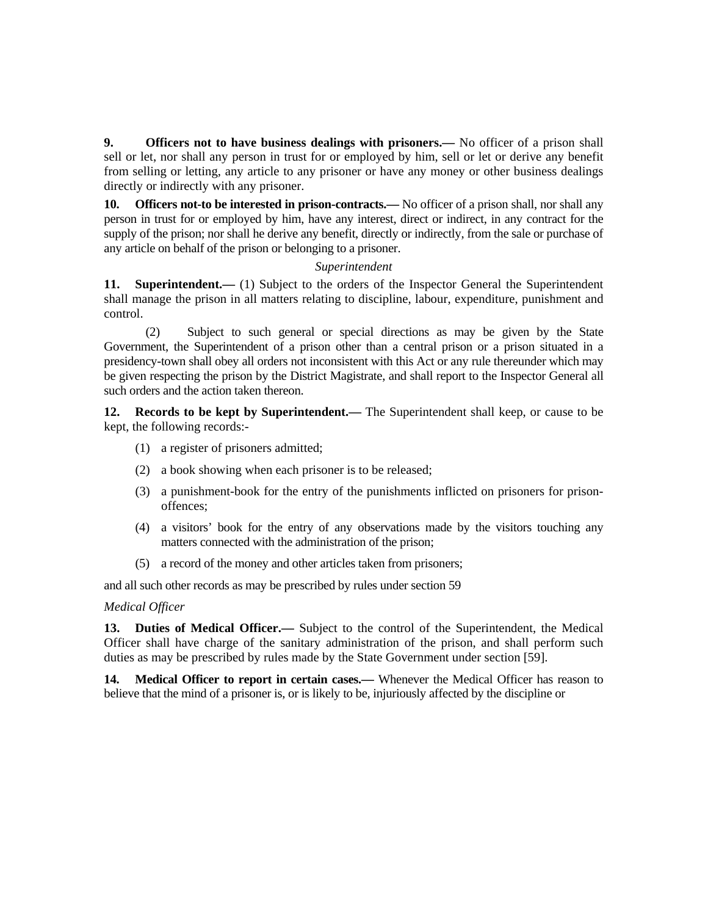**9. Officers not to have business dealings with prisoners.—** No officer of a prison shall sell or let, nor shall any person in trust for or employed by him, sell or let or derive any benefit from selling or letting, any article to any prisoner or have any money or other business dealings directly or indirectly with any prisoner.

**10. Officers not-to be interested in prison-contracts.—** No officer of a prison shall, nor shall any person in trust for or employed by him, have any interest, direct or indirect, in any contract for the supply of the prison; nor shall he derive any benefit, directly or indirectly, from the sale or purchase of any article on behalf of the prison or belonging to a prisoner.

*Superintendent*

**11. Superintendent.—** (1) Subject to the orders of the Inspector General the Superintendent shall manage the prison in all matters relating to discipline, labour, expenditure, punishment and control.

(2) Subject to such general or special directions as may be given by the State Government, the Superintendent of a prison other than a central prison or a prison situated in a presidency-town shall obey all orders not inconsistent with this Act or any rule thereunder which may be given respecting the prison by the District Magistrate, and shall report to the Inspector General all such orders and the action taken thereon.

**12. Records to be kept by Superintendent.—** The Superintendent shall keep, or cause to be kept, the following records:-

(1) a register of prisoners admitted;

(2) a book showing when each prisoner is to be released;

(3) a punishment-book for the entry of the punishments inflicted on prisoners for prison-offences;

(4) a visitors' book for the entry of any observations made by the visitors touching any matters connected with the administration of the prison;

(5) a record of the money and other articles taken from prisoners;

and all such other records as may be prescribed by rules under section 59

*Medical Officer*

**13. Duties of Medical Officer.—** Subject to the control of the Superintendent, the Medical Officer shall have charge of the sanitary administration of the prison, and shall perform such duties as may be prescribed by rules made by the State Government under section [59].

**14. Medical Officer to report in certain cases.—** Whenever the Medical Officer has reason to believe that the mind of a prisoner is, or is likely to be, injuriously affected by the discipline or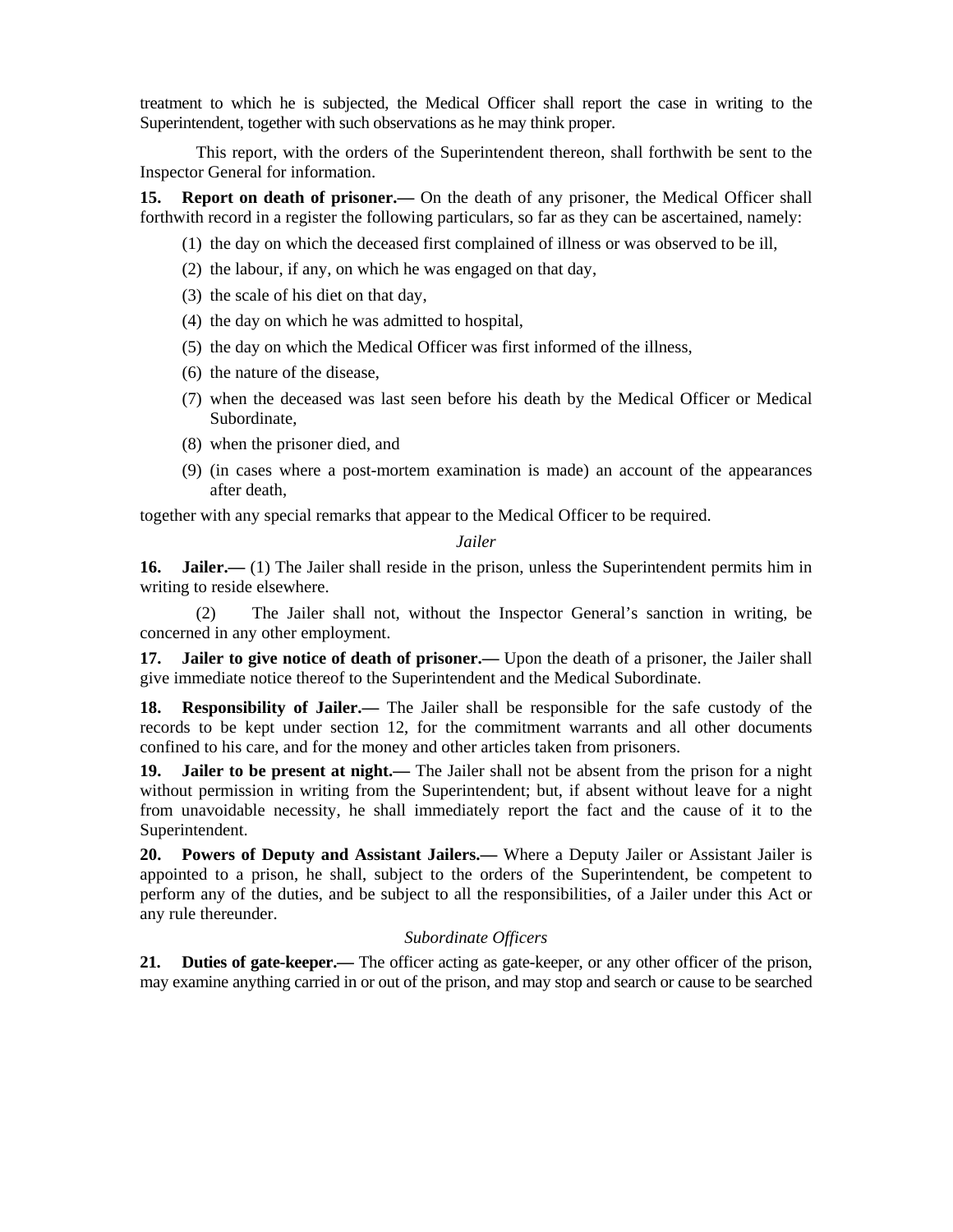treatment to which he is subjected, the Medical Officer shall report the case in writing to the Superintendent, together with such observations as he may think proper.

This report, with the orders of the Superintendent thereon, shall forthwith be sent to the Inspector General for information.

**15. Report on death of prisoner.—** On the death of any prisoner, the Medical Officer shall forthwith record in a register the following particulars, so far as they can be ascertained, namely:

(1) the day on which the deceased first complained of illness or was observed to be ill,

(2) the labour, if any, on which he was engaged on that day,

(3) the scale of his diet on that day,

(4) the day on which he was admitted to hospital,

(5) the day on which the Medical Officer was first informed of the illness,

(6) the nature of the disease,

(7) when the deceased was last seen before his death by the Medical Officer or Medical Subordinate,

(8) when the prisoner died, and

(9) (in cases where a post-mortem examination is made) an account of the appearances after death,

together with any special remarks that appear to the Medical Officer to be required.

*Jailer*

**16. Jailer.—** (1) The Jailer shall reside in the prison, unless the Superintendent permits him in writing to reside elsewhere.

(2) The Jailer shall not, without the Inspector General's sanction in writing, be concerned in any other employment.

**17. Jailer to give notice of death of prisoner.—** Upon the death of a prisoner, the Jailer shall give immediate notice thereof to the Superintendent and the Medical Subordinate.

**18. Responsibility of Jailer.—** The Jailer shall be responsible for the safe custody of the records to be kept under section 12, for the commitment warrants and all other documents confined to his care, and for the money and other articles taken from prisoners.

**19. Jailer to be present at night.—** The Jailer shall not be absent from the prison for a night without permission in writing from the Superintendent; but, if absent without leave for a night from unavoidable necessity, he shall immediately report the fact and the cause of it to the Superintendent.

**20. Powers of Deputy and Assistant Jailers.—** Where a Deputy Jailer or Assistant Jailer is appointed to a prison, he shall, subject to the orders of the Superintendent, be competent to perform any of the duties, and be subject to all the responsibilities, of a Jailer under this Act or any rule thereunder.

*Subordinate Officers*

**21. Duties of gate-keeper.—** The officer acting as gate-keeper, or any other officer of the prison, may examine anything carried in or out of the prison, and may stop and search or cause to be searched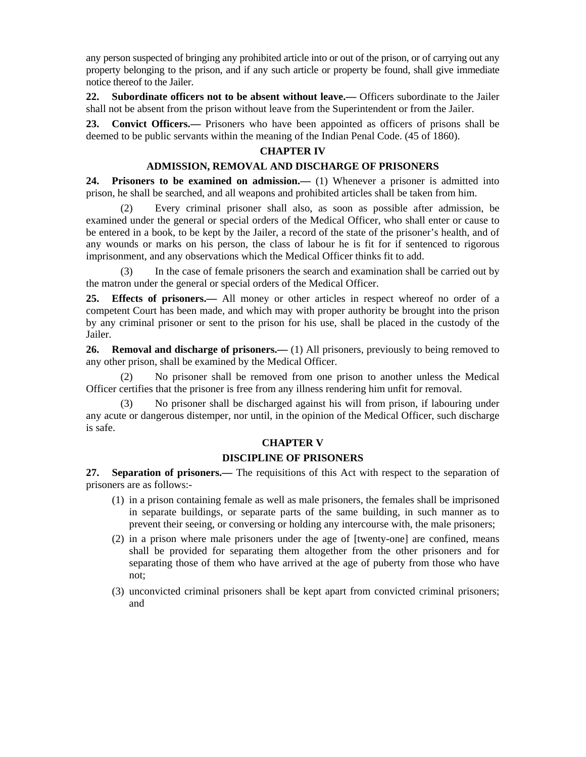any person suspected of bringing any prohibited article into or out of the prison, or of carrying out any property belonging to the prison, and if any such article or property be found, shall give immediate notice thereof to the Jailer.

**22. Subordinate officers not to be absent without leave.—** Officers subordinate to the Jailer shall not be absent from the prison without leave from the Superintendent or from the Jailer.

**23. Convict Officers.—** Prisoners who have been appointed as officers of prisons shall be deemed to be public servants within the meaning of the Indian Penal Code. (45 of 1860).

## CHAPTER IV

## ADMISSION, REMOVAL AND DISCHARGE OF PRISONERS

**24. Prisoners to be examined on admission.—** (1) Whenever a prisoner is admitted into prison, he shall be searched, and all weapons and prohibited articles shall be taken from him.

(2) Every criminal prisoner shall also, as soon as possible after admission, be examined under the general or special orders of the Medical Officer, who shall enter or cause to be entered in a book, to be kept by the Jailer, a record of the state of the prisoner's health, and of any wounds or marks on his person, the class of labour he is fit for if sentenced to rigorous imprisonment, and any observations which the Medical Officer thinks fit to add.

(3) In the case of female prisoners the search and examination shall be carried out by the matron under the general or special orders of the Medical Officer.

**25. Effects of prisoners.—** All money or other articles in respect whereof no order of a competent Court has been made, and which may with proper authority be brought into the prison by any criminal prisoner or sent to the prison for his use, shall be placed in the custody of the Jailer.

**26. Removal and discharge of prisoners.—** (1) All prisoners, previously to being removed to any other prison, shall be examined by the Medical Officer.

(2) No prisoner shall be removed from one prison to another unless the Medical Officer certifies that the prisoner is free from any illness rendering him unfit for removal.

(3) No prisoner shall be discharged against his will from prison, if labouring under any acute or dangerous distemper, nor until, in the opinion of the Medical Officer, such discharge is safe.

## CHAPTER V

## DISCIPLINE OF PRISONERS

**27. Separation of prisoners.—** The requisitions of this Act with respect to the separation of prisoners are as follows:-

(1) in a prison containing female as well as male prisoners, the females shall be imprisoned in separate buildings, or separate parts of the same building, in such manner as to prevent their seeing, or conversing or holding any intercourse with, the male prisoners;

(2) in a prison where male prisoners under the age of [twenty-one] are confined, means shall be provided for separating them altogether from the other prisoners and for separating those of them who have arrived at the age of puberty from those who have not;

(3) unconvicted criminal prisoners shall be kept apart from convicted criminal prisoners; and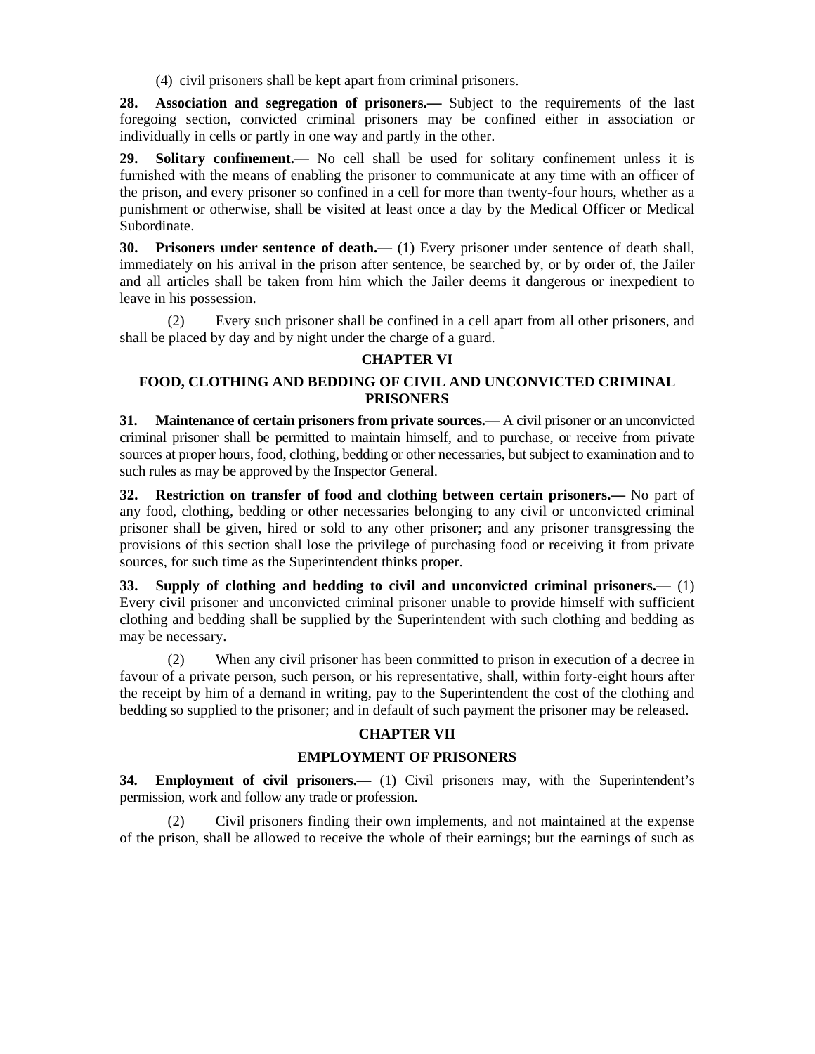(4) civil prisoners shall be kept apart from criminal prisoners.

**28. Association and segregation of prisoners.—** Subject to the requirements of the last foregoing section, convicted criminal prisoners may be confined either in association or individually in cells or partly in one way and partly in the other.

**29. Solitary confinement.—** No cell shall be used for solitary confinement unless it is furnished with the means of enabling the prisoner to communicate at any time with an officer of the prison, and every prisoner so confined in a cell for more than twenty-four hours, whether as a punishment or otherwise, shall be visited at least once a day by the Medical Officer or Medical Subordinate.

**30. Prisoners under sentence of death.—** (1) Every prisoner under sentence of death shall, immediately on his arrival in the prison after sentence, be searched by, or by order of, the Jailer and all articles shall be taken from him which the Jailer deems it dangerous or inexpedient to leave in his possession.

(2) Every such prisoner shall be confined in a cell apart from all other prisoners, and shall be placed by day and by night under the charge of a guard.

## CHAPTER VI

## FOOD, CLOTHING AND BEDDING OF CIVIL AND UNCONVICTED CRIMINAL PRISONERS

**31. Maintenance of certain prisoners from private sources.—** A civil prisoner or an unconvicted criminal prisoner shall be permitted to maintain himself, and to purchase, or receive from private sources at proper hours, food, clothing, bedding or other necessaries, but subject to examination and to such rules as may be approved by the Inspector General.

**32. Restriction on transfer of food and clothing between certain prisoners.—** No part of any food, clothing, bedding or other necessaries belonging to any civil or unconvicted criminal prisoner shall be given, hired or sold to any other prisoner; and any prisoner transgressing the provisions of this section shall lose the privilege of purchasing food or receiving it from private sources, for such time as the Superintendent thinks proper.

**33. Supply of clothing and bedding to civil and unconvicted criminal prisoners.—** (1) Every civil prisoner and unconvicted criminal prisoner unable to provide himself with sufficient clothing and bedding shall be supplied by the Superintendent with such clothing and bedding as may be necessary.

(2) When any civil prisoner has been committed to prison in execution of a decree in favour of a private person, such person, or his representative, shall, within forty-eight hours after the receipt by him of a demand in writing, pay to the Superintendent the cost of the clothing and bedding so supplied to the prisoner; and in default of such payment the prisoner may be released.

## CHAPTER VII

## EMPLOYMENT OF PRISONERS

**34. Employment of civil prisoners.—** (1) Civil prisoners may, with the Superintendent's permission, work and follow any trade or profession.

(2) Civil prisoners finding their own implements, and not maintained at the expense of the prison, shall be allowed to receive the whole of their earnings; but the earnings of such as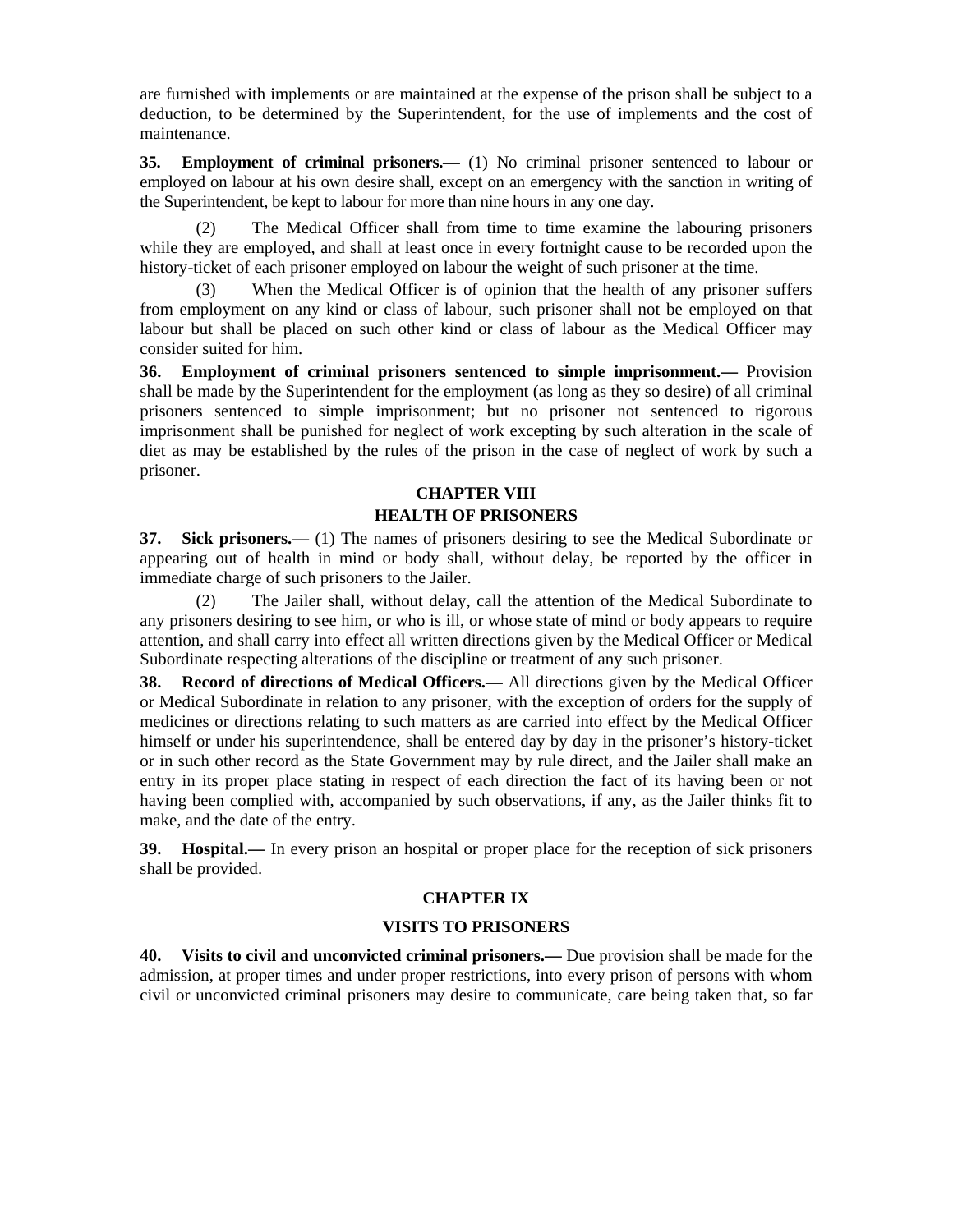are furnished with implements or are maintained at the expense of the prison shall be subject to a deduction, to be determined by the Superintendent, for the use of implements and the cost of maintenance.

**35. Employment of criminal prisoners.—** (1) No criminal prisoner sentenced to labour or employed on labour at his own desire shall, except on an emergency with the sanction in writing of the Superintendent, be kept to labour for more than nine hours in any one day.

(2) The Medical Officer shall from time to time examine the labouring prisoners while they are employed, and shall at least once in every fortnight cause to be recorded upon the history-ticket of each prisoner employed on labour the weight of such prisoner at the time.

(3) When the Medical Officer is of opinion that the health of any prisoner suffers from employment on any kind or class of labour, such prisoner shall not be employed on that labour but shall be placed on such other kind or class of labour as the Medical Officer may consider suited for him.

**36. Employment of criminal prisoners sentenced to simple imprisonment.—** Provision shall be made by the Superintendent for the employment (as long as they so desire) of all criminal prisoners sentenced to simple imprisonment; but no prisoner not sentenced to rigorous imprisonment shall be punished for neglect of work excepting by such alteration in the scale of diet as may be established by the rules of the prison in the case of neglect of work by such a prisoner.

## CHAPTER VIII

## HEALTH OF PRISONERS

**37. Sick prisoners.—** (1) The names of prisoners desiring to see the Medical Subordinate or appearing out of health in mind or body shall, without delay, be reported by the officer in immediate charge of such prisoners to the Jailer.

(2) The Jailer shall, without delay, call the attention of the Medical Subordinate to any prisoners desiring to see him, or who is ill, or whose state of mind or body appears to require attention, and shall carry into effect all written directions given by the Medical Officer or Medical Subordinate respecting alterations of the discipline or treatment of any such prisoner.

**38. Record of directions of Medical Officers.—** All directions given by the Medical Officer or Medical Subordinate in relation to any prisoner, with the exception of orders for the supply of medicines or directions relating to such matters as are carried into effect by the Medical Officer himself or under his superintendence, shall be entered day by day in the prisoner's history-ticket or in such other record as the State Government may by rule direct, and the Jailer shall make an entry in its proper place stating in respect of each direction the fact of its having been or not having been complied with, accompanied by such observations, if any, as the Jailer thinks fit to make, and the date of the entry.

**39. Hospital.—** In every prison an hospital or proper place for the reception of sick prisoners shall be provided.

## CHAPTER IX

## VISITS TO PRISONERS

**40. Visits to civil and unconvicted criminal prisoners.—** Due provision shall be made for the admission, at proper times and under proper restrictions, into every prison of persons with whom civil or unconvicted criminal prisoners may desire to communicate, care being taken that, so far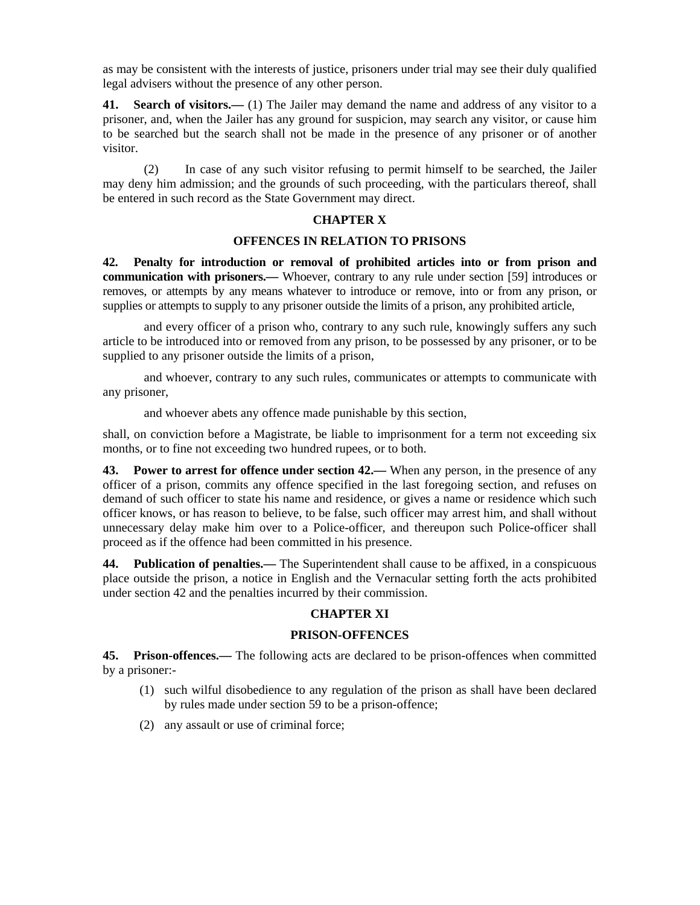as may be consistent with the interests of justice, prisoners under trial may see their duly qualified legal advisers without the presence of any other person.

**41. Search of visitors.—** (1) The Jailer may demand the name and address of any visitor to a prisoner, and, when the Jailer has any ground for suspicion, may search any visitor, or cause him to be searched but the search shall not be made in the presence of any prisoner or of another visitor.

(2) In case of any such visitor refusing to permit himself to be searched, the Jailer may deny him admission; and the grounds of such proceeding, with the particulars thereof, shall be entered in such record as the State Government may direct.

## CHAPTER X

## OFFENCES IN RELATION TO PRISONS

**42. Penalty for introduction or removal of prohibited articles into or from prison and communication with prisoners.—** Whoever, contrary to any rule under section [59] introduces or removes, or attempts by any means whatever to introduce or remove, into or from any prison, or supplies or attempts to supply to any prisoner outside the limits of a prison, any prohibited article,

and every officer of a prison who, contrary to any such rule, knowingly suffers any such article to be introduced into or removed from any prison, to be possessed by any prisoner, or to be supplied to any prisoner outside the limits of a prison,

and whoever, contrary to any such rules, communicates or attempts to communicate with any prisoner,

and whoever abets any offence made punishable by this section,

shall, on conviction before a Magistrate, be liable to imprisonment for a term not exceeding six months, or to fine not exceeding two hundred rupees, or to both.

**43. Power to arrest for offence under section 42.—** When any person, in the presence of any officer of a prison, commits any offence specified in the last foregoing section, and refuses on demand of such officer to state his name and residence, or gives a name or residence which such officer knows, or has reason to believe, to be false, such officer may arrest him, and shall without unnecessary delay make him over to a Police-officer, and thereupon such Police-officer shall proceed as if the offence had been committed in his presence.

**44. Publication of penalties.—** The Superintendent shall cause to be affixed, in a conspicuous place outside the prison, a notice in English and the Vernacular setting forth the acts prohibited under section 42 and the penalties incurred by their commission.

## CHAPTER XI

## PRISON-OFFENCES

**45. Prison-offences.—** The following acts are declared to be prison-offences when committed by a prisoner:-

(1) such wilful disobedience to any regulation of the prison as shall have been declared by rules made under section 59 to be a prison-offence;

(2) any assault or use of criminal force;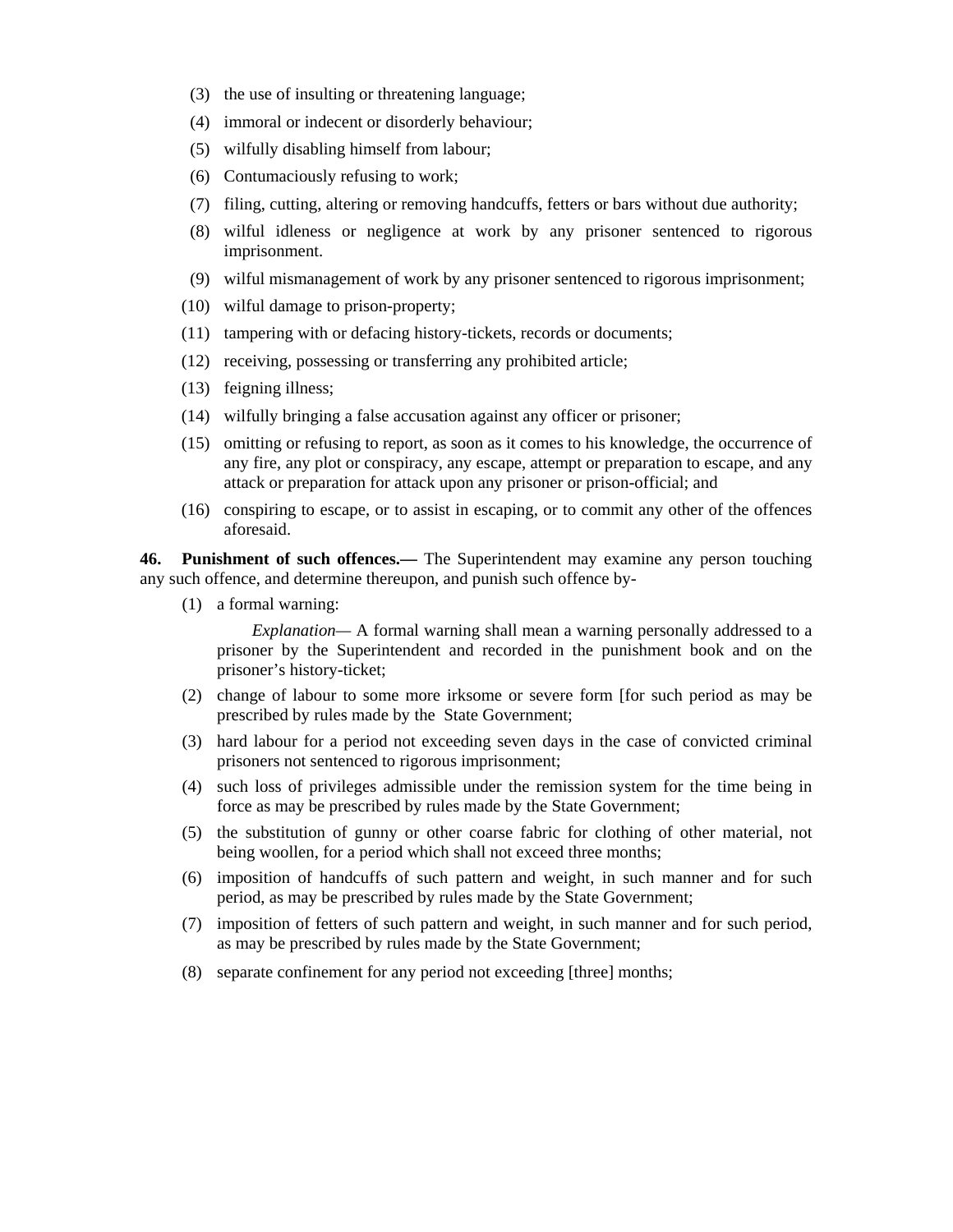(3) the use of insulting or threatening language;

(4) immoral or indecent or disorderly behaviour;

(5) wilfully disabling himself from labour;

(6) Contumaciously refusing to work;

(7) filing, cutting, altering or removing handcuffs, fetters or bars without due authority;

(8) wilful idleness or negligence at work by any prisoner sentenced to rigorous imprisonment.

(9) wilful mismanagement of work by any prisoner sentenced to rigorous imprisonment;

(10) wilful damage to prison-property;

(11) tampering with or defacing history-tickets, records or documents;

(12) receiving, possessing or transferring any prohibited article;

(13) feigning illness;

(14) wilfully bringing a false accusation against any officer or prisoner;

(15) omitting or refusing to report, as soon as it comes to his knowledge, the occurrence of any fire, any plot or conspiracy, any escape, attempt or preparation to escape, and any attack or preparation for attack upon any prisoner or prison-official; and

(16) conspiring to escape, or to assist in escaping, or to commit any other of the offences aforesaid.

**46. Punishment of such offences.—** The Superintendent may examine any person touching any such offence, and determine thereupon, and punish such offence by-

(1) a formal warning:

*Explanation*— A formal warning shall mean a warning personally addressed to a prisoner by the Superintendent and recorded in the punishment book and on the prisoner's history-ticket;

(2) change of labour to some more irksome or severe form [for such period as may be prescribed by rules made by the State Government;

(3) hard labour for a period not exceeding seven days in the case of convicted criminal prisoners not sentenced to rigorous imprisonment;

(4) such loss of privileges admissible under the remission system for the time being in force as may be prescribed by rules made by the State Government;

(5) the substitution of gunny or other coarse fabric for clothing of other material, not being woollen, for a period which shall not exceed three months;

(6) imposition of handcuffs of such pattern and weight, in such manner and for such period, as may be prescribed by rules made by the State Government;

(7) imposition of fetters of such pattern and weight, in such manner and for such period, as may be prescribed by rules made by the State Government;

(8) separate confinement for any period not exceeding [three] months;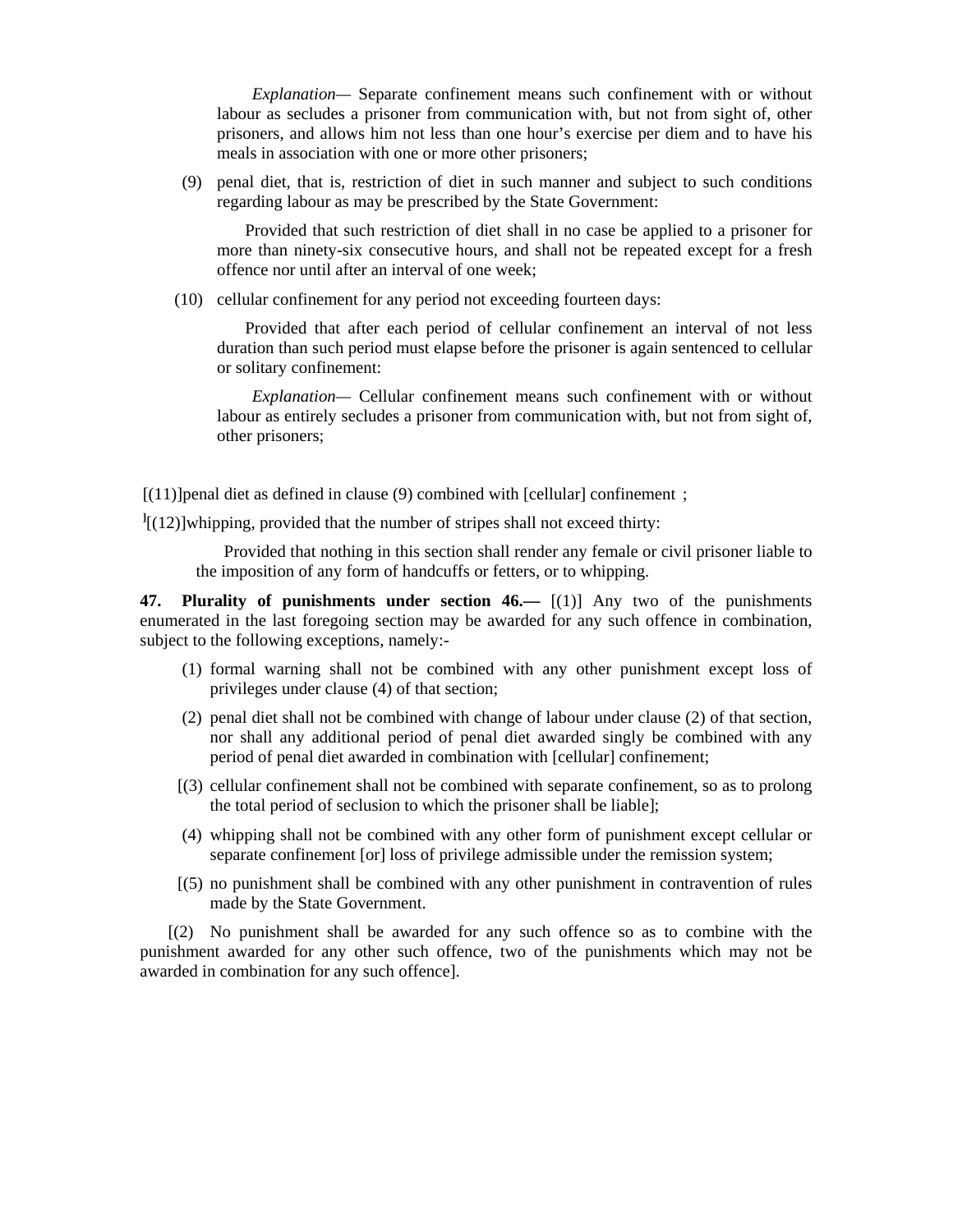*Explanation*— Separate confinement means such confinement with or without labour as secludes a prisoner from communication with, but not from sight of, other prisoners, and allows him not less than one hour's exercise per diem and to have his meals in association with one or more other prisoners;

(9) penal diet, that is, restriction of diet in such manner and subject to such conditions regarding labour as may be prescribed by the State Government:

Provided that such restriction of diet shall in no case be applied to a prisoner for more than ninety-six consecutive hours, and shall not be repeated except for a fresh offence nor until after an interval of one week;

(10) cellular confinement for any period not exceeding fourteen days:

Provided that after each period of cellular confinement an interval of not less duration than such period must elapse before the prisoner is again sentenced to cellular or solitary confinement:

*Explanation*— Cellular confinement means such confinement with or without labour as entirely secludes a prisoner from communication with, but not from sight of, other prisoners;

[(11)]penal diet as defined in clause (9) combined with [cellular] confinement ;

[1][(12)]whipping, provided that the number of stripes shall not exceed thirty:

Provided that nothing in this section shall render any female or civil prisoner liable to the imposition of any form of handcuffs or fetters, or to whipping.

**47. Plurality of punishments under section 46.—** [(1)] Any two of the punishments enumerated in the last foregoing section may be awarded for any such offence in combination, subject to the following exceptions, namely:-

(1) formal warning shall not be combined with any other punishment except loss of privileges under clause (4) of that section;

(2) penal diet shall not be combined with change of labour under clause (2) of that section, nor shall any additional period of penal diet awarded singly be combined with any period of penal diet awarded in combination with [cellular] confinement;

[(3) cellular confinement shall not be combined with separate confinement, so as to prolong the total period of seclusion to which the prisoner shall be liable];

(4) whipping shall not be combined with any other form of punishment except cellular or separate confinement [or] loss of privilege admissible under the remission system;

[(5) no punishment shall be combined with any other punishment in contravention of rules made by the State Government.

[(2) No punishment shall be awarded for any such offence so as to combine with the punishment awarded for any other such offence, two of the punishments which may not be awarded in combination for any such offence].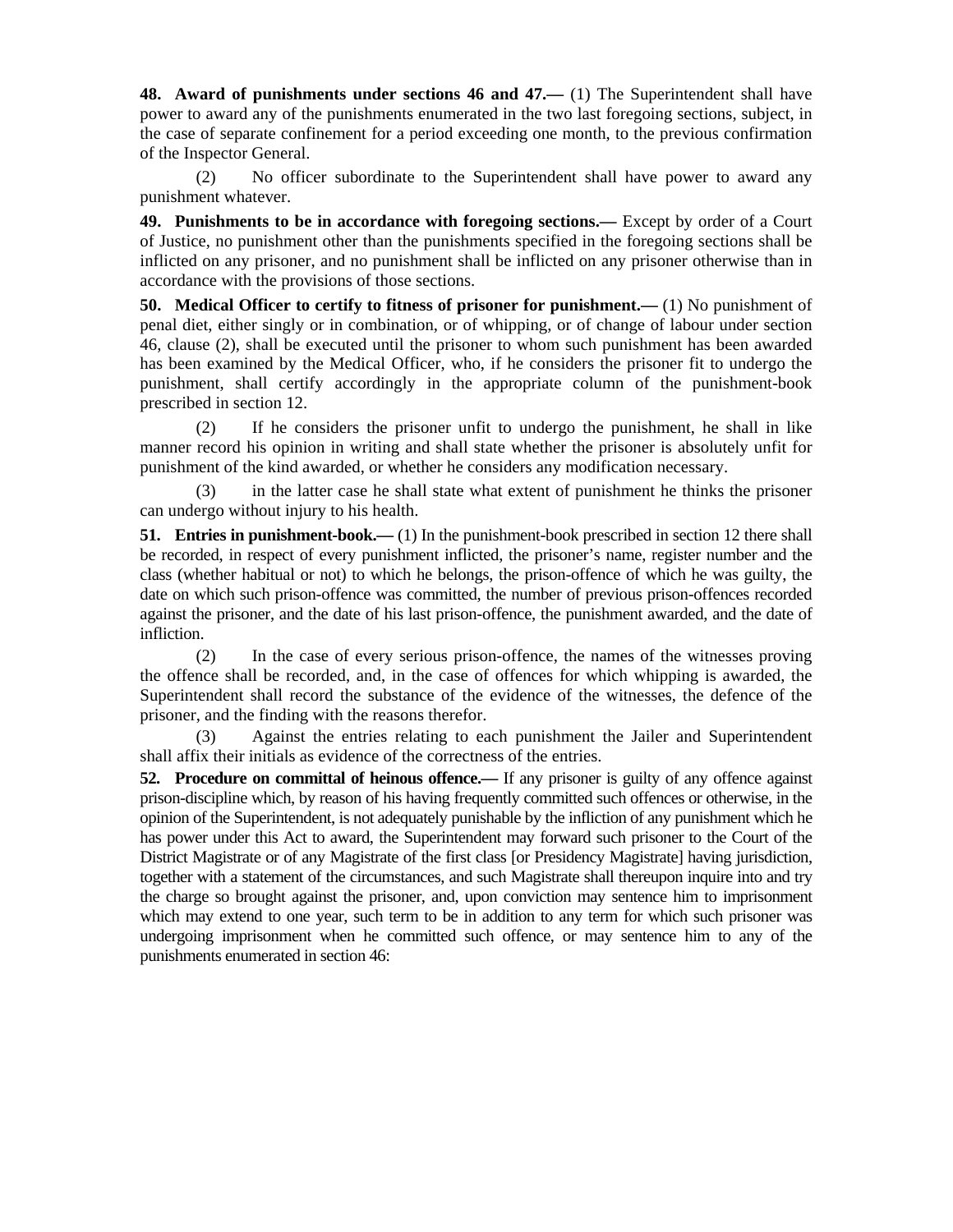**48. Award of punishments under sections 46 and 47.—** (1) The Superintendent shall have power to award any of the punishments enumerated in the two last foregoing sections, subject, in the case of separate confinement for a period exceeding one month, to the previous confirmation of the Inspector General.

(2) No officer subordinate to the Superintendent shall have power to award any punishment whatever.

**49. Punishments to be in accordance with foregoing sections.—** Except by order of a Court of Justice, no punishment other than the punishments specified in the foregoing sections shall be inflicted on any prisoner, and no punishment shall be inflicted on any prisoner otherwise than in accordance with the provisions of those sections.

**50. Medical Officer to certify to fitness of prisoner for punishment.—** (1) No punishment of penal diet, either singly or in combination, or of whipping, or of change of labour under section 46, clause (2), shall be executed until the prisoner to whom such punishment has been awarded has been examined by the Medical Officer, who, if he considers the prisoner fit to undergo the punishment, shall certify accordingly in the appropriate column of the punishment-book prescribed in section 12.

(2) If he considers the prisoner unfit to undergo the punishment, he shall in like manner record his opinion in writing and shall state whether the prisoner is absolutely unfit for punishment of the kind awarded, or whether he considers any modification necessary.

(3) in the latter case he shall state what extent of punishment he thinks the prisoner can undergo without injury to his health.

**51. Entries in punishment-book.—** (1) In the punishment-book prescribed in section 12 there shall be recorded, in respect of every punishment inflicted, the prisoner's name, register number and the class (whether habitual or not) to which he belongs, the prison-offence of which he was guilty, the date on which such prison-offence was committed, the number of previous prison-offences recorded against the prisoner, and the date of his last prison-offence, the punishment awarded, and the date of infliction.

(2) In the case of every serious prison-offence, the names of the witnesses proving the offence shall be recorded, and, in the case of offences for which whipping is awarded, the Superintendent shall record the substance of the evidence of the witnesses, the defence of the prisoner, and the finding with the reasons therefor.

(3) Against the entries relating to each punishment the Jailer and Superintendent shall affix their initials as evidence of the correctness of the entries.

**52. Procedure on committal of heinous offence.—** If any prisoner is guilty of any offence against prison-discipline which, by reason of his having frequently committed such offences or otherwise, in the opinion of the Superintendent, is not adequately punishable by the infliction of any punishment which he has power under this Act to award, the Superintendent may forward such prisoner to the Court of the District Magistrate or of any Magistrate of the first class [or Presidency Magistrate] having jurisdiction, together with a statement of the circumstances, and such Magistrate shall thereupon inquire into and try the charge so brought against the prisoner, and, upon conviction may sentence him to imprisonment which may extend to one year, such term to be in addition to any term for which such prisoner was undergoing imprisonment when he committed such offence, or may sentence him to any of the punishments enumerated in section 46: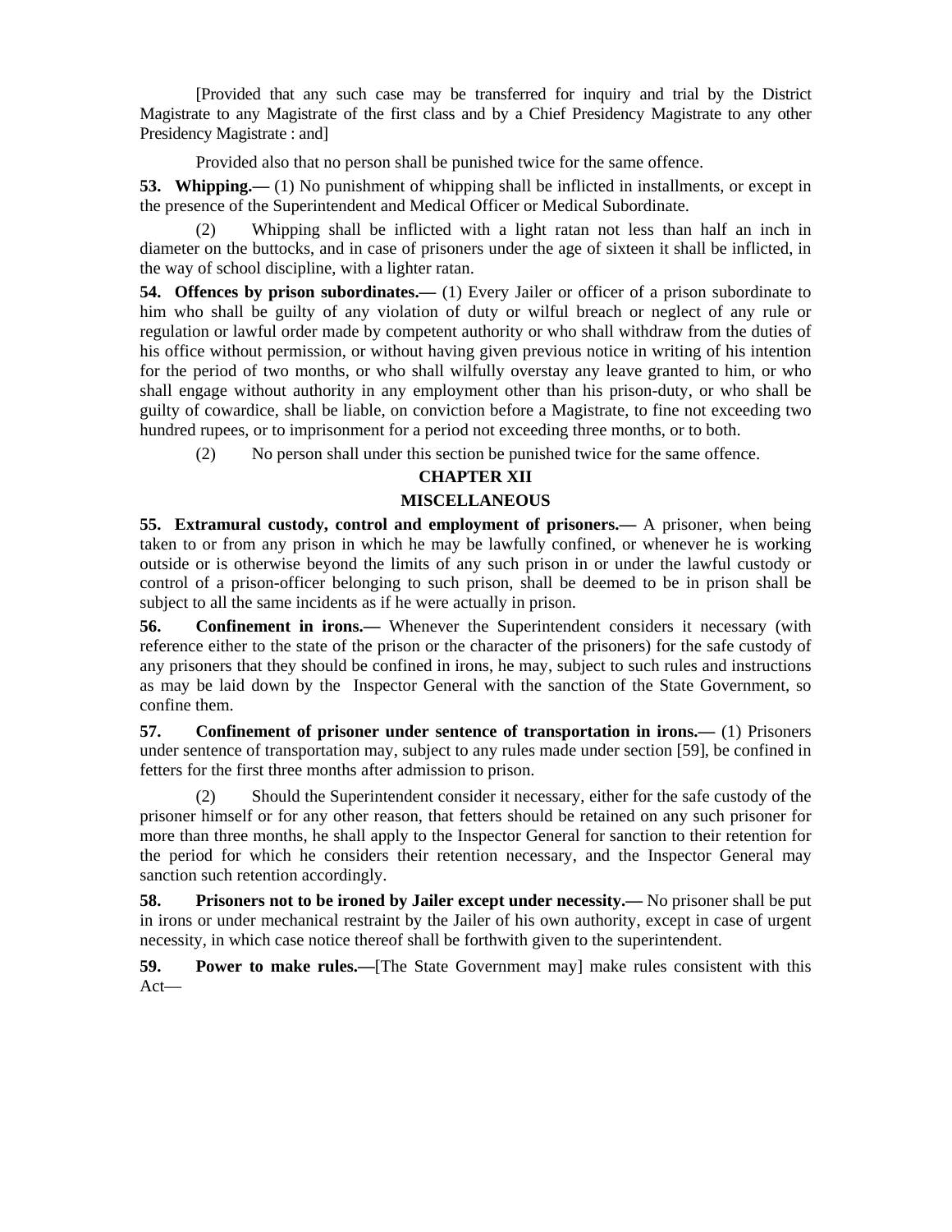[Provided that any such case may be transferred for inquiry and trial by the District Magistrate to any Magistrate of the first class and by a Chief Presidency Magistrate to any other Presidency Magistrate : and]

Provided also that no person shall be punished twice for the same offence.

**53. Whipping.—** (1) No punishment of whipping shall be inflicted in installments, or except in the presence of the Superintendent and Medical Officer or Medical Subordinate.

(2) Whipping shall be inflicted with a light ratan not less than half an inch in diameter on the buttocks, and in case of prisoners under the age of sixteen it shall be inflicted, in the way of school discipline, with a lighter ratan.

**54. Offences by prison subordinates.—** (1) Every Jailer or officer of a prison subordinate to him who shall be guilty of any violation of duty or wilful breach or neglect of any rule or regulation or lawful order made by competent authority or who shall withdraw from the duties of his office without permission, or without having given previous notice in writing of his intention for the period of two months, or who shall wilfully overstay any leave granted to him, or who shall engage without authority in any employment other than his prison-duty, or who shall be guilty of cowardice, shall be liable, on conviction before a Magistrate, to fine not exceeding two hundred rupees, or to imprisonment for a period not exceeding three months, or to both.

(2) No person shall under this section be punished twice for the same offence.

## CHAPTER XII

## MISCELLANEOUS

**55. Extramural custody, control and employment of prisoners.—** A prisoner, when being taken to or from any prison in which he may be lawfully confined, or whenever he is working outside or is otherwise beyond the limits of any such prison in or under the lawful custody or control of a prison-officer belonging to such prison, shall be deemed to be in prison shall be subject to all the same incidents as if he were actually in prison.

**56. Confinement in irons.—** Whenever the Superintendent considers it necessary (with reference either to the state of the prison or the character of the prisoners) for the safe custody of any prisoners that they should be confined in irons, he may, subject to such rules and instructions as may be laid down by the Inspector General with the sanction of the State Government, so confine them.

**57. Confinement of prisoner under sentence of transportation in irons.—** (1) Prisoners under sentence of transportation may, subject to any rules made under section [59], be confined in fetters for the first three months after admission to prison.

(2) Should the Superintendent consider it necessary, either for the safe custody of the prisoner himself or for any other reason, that fetters should be retained on any such prisoner for more than three months, he shall apply to the Inspector General for sanction to their retention for the period for which he considers their retention necessary, and the Inspector General may sanction such retention accordingly.

**58. Prisoners not to be ironed by Jailer except under necessity.—** No prisoner shall be put in irons or under mechanical restraint by the Jailer of his own authority, except in case of urgent necessity, in which case notice thereof shall be forthwith given to the superintendent.

**59. Power to make rules.—**[The State Government may] make rules consistent with this Act—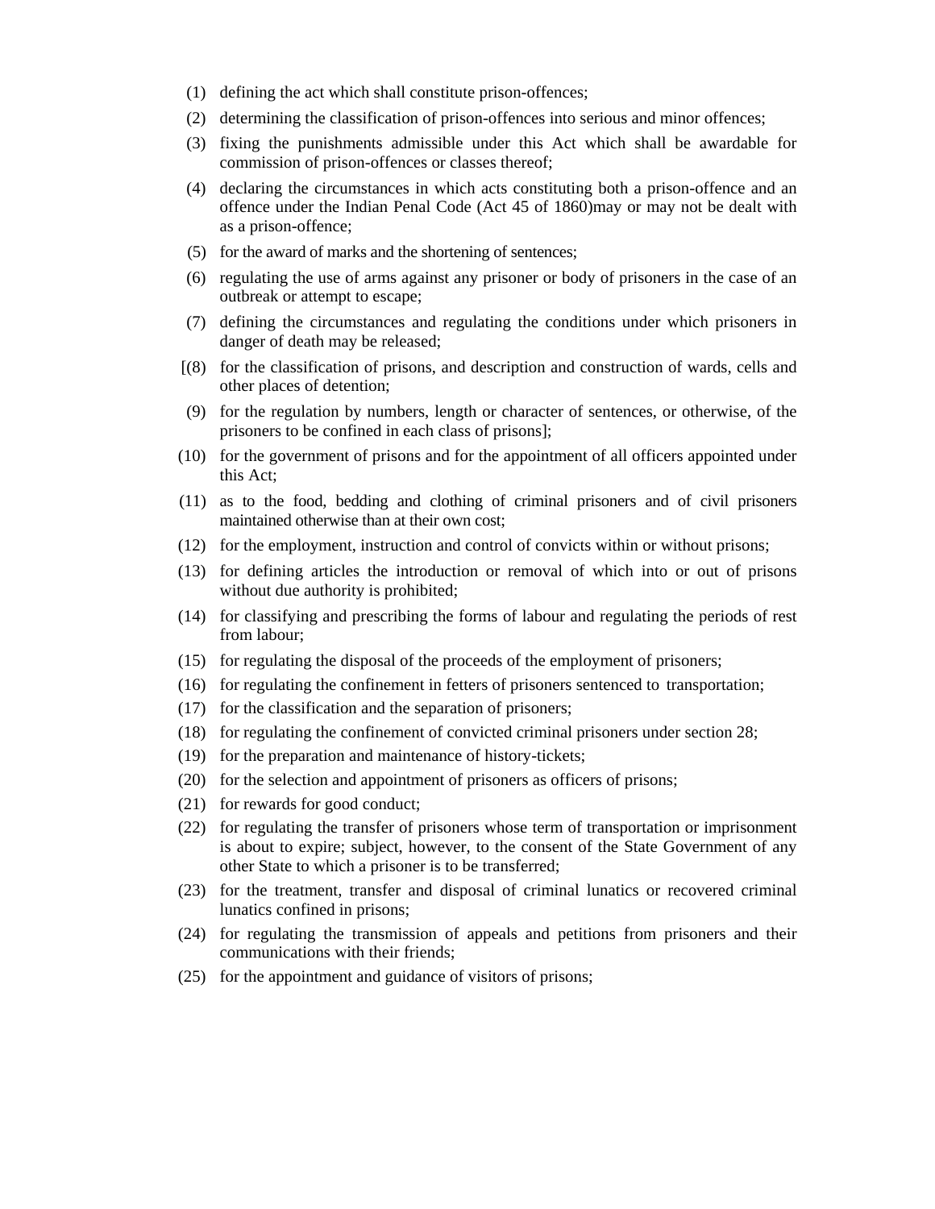(1) defining the act which shall constitute prison-offences;

(2) determining the classification of prison-offences into serious and minor offences;

(3) fixing the punishments admissible under this Act which shall be awardable for commission of prison-offences or classes thereof;

(4) declaring the circumstances in which acts constituting both a prison-offence and an offence under the Indian Penal Code (Act 45 of 1860)may or may not be dealt with as a prison-offence;

(5) for the award of marks and the shortening of sentences;

(6) regulating the use of arms against any prisoner or body of prisoners in the case of an outbreak or attempt to escape;

(7) defining the circumstances and regulating the conditions under which prisoners in danger of death may be released;

[(8) for the classification of prisons, and description and construction of wards, cells and other places of detention;

(9) for the regulation by numbers, length or character of sentences, or otherwise, of the prisoners to be confined in each class of prisons];

(10) for the government of prisons and for the appointment of all officers appointed under this Act;

(11) as to the food, bedding and clothing of criminal prisoners and of civil prisoners maintained otherwise than at their own cost;

(12) for the employment, instruction and control of convicts within or without prisons;

(13) for defining articles the introduction or removal of which into or out of prisons without due authority is prohibited;

(14) for classifying and prescribing the forms of labour and regulating the periods of rest from labour;

(15) for regulating the disposal of the proceeds of the employment of prisoners;

(16) for regulating the confinement in fetters of prisoners sentenced to transportation;

(17) for the classification and the separation of prisoners;

(18) for regulating the confinement of convicted criminal prisoners under section 28;

(19) for the preparation and maintenance of history-tickets;

(20) for the selection and appointment of prisoners as officers of prisons;

(21) for rewards for good conduct;

(22) for regulating the transfer of prisoners whose term of transportation or imprisonment is about to expire; subject, however, to the consent of the State Government of any other State to which a prisoner is to be transferred;

(23) for the treatment, transfer and disposal of criminal lunatics or recovered criminal lunatics confined in prisons;

(24) for regulating the transmission of appeals and petitions from prisoners and their communications with their friends;

(25) for the appointment and guidance of visitors of prisons;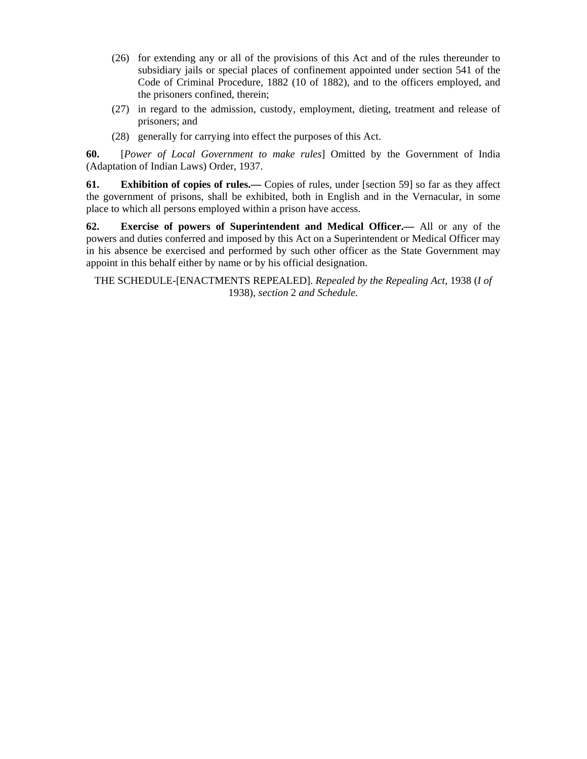(26) for extending any or all of the provisions of this Act and of the rules thereunder to subsidiary jails or special places of confinement appointed under section 541 of the Code of Criminal Procedure, 1882 (10 of 1882), and to the officers employed, and the prisoners confined, therein;

(27) in regard to the admission, custody, employment, dieting, treatment and release of prisoners; and

(28) generally for carrying into effect the purposes of this Act.

**60.** [*Power of Local Government to make rules*] Omitted by the Government of India (Adaptation of Indian Laws) Order, 1937.

**61. Exhibition of copies of rules.—** Copies of rules, under [section 59] so far as they affect the government of prisons, shall be exhibited, both in English and in the Vernacular, in some place to which all persons employed within a prison have access.

**62. Exercise of powers of Superintendent and Medical Officer.—** All or any of the powers and duties conferred and imposed by this Act on a Superintendent or Medical Officer may in his absence be exercised and performed by such other officer as the State Government may appoint in this behalf either by name or by his official designation.

THE SCHEDULE-[ENACTMENTS REPEALED]. *Repealed by the Repealing Act*, 1938 (*I of* 1938), *section* 2 *and Schedule.*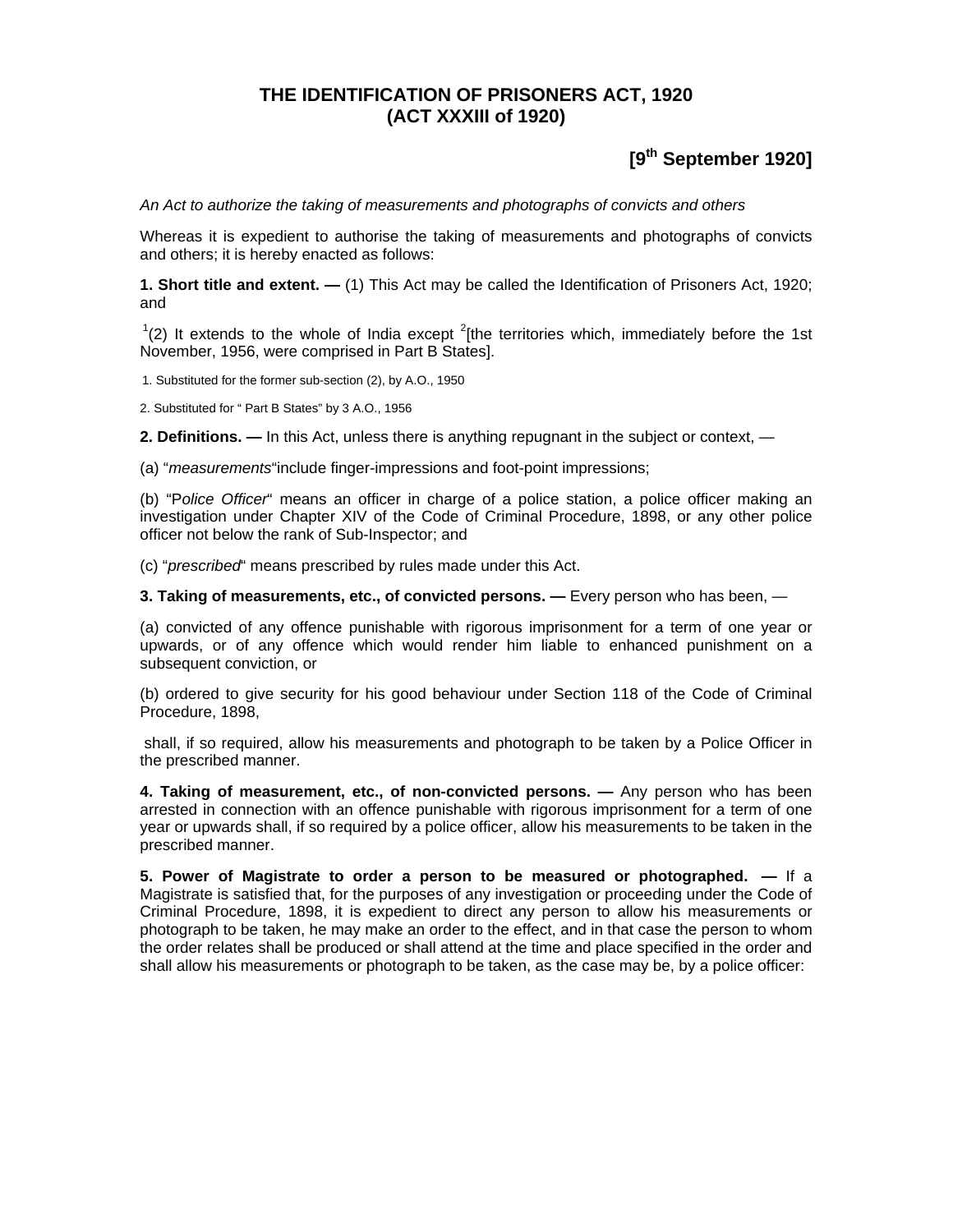# THE IDENTIFICATION OF PRISONERS ACT, 1920
# (ACT XXXIII of 1920)

**[9th September 1920]**

*An Act to authorize the taking of measurements and photographs of convicts and others*

Whereas it is expedient to authorise the taking of measurements and photographs of convicts and others; it is hereby enacted as follows:

**1. Short title and extent. —** (1) This Act may be called the Identification of Prisoners Act, 1920; and

[1](2) It extends to the whole of India except [2][the territories which, immediately before the 1st November, 1956, were comprised in Part B States].

1. Substituted for the former sub-section (2), by A.O., 1950

2. Substituted for " Part B States" by 3 A.O., 1956

**2. Definitions. —** In this Act, unless there is anything repugnant in the subject or context, —

(a) "*measurements*"include finger-impressions and foot-point impressions;

(b) "P*olice Officer*" means an officer in charge of a police station, a police officer making an investigation under Chapter XIV of the Code of Criminal Procedure, 1898, or any other police officer not below the rank of Sub-Inspector; and

(c) "*prescribed*" means prescribed by rules made under this Act.

**3. Taking of measurements, etc., of convicted persons. —** Every person who has been, —

(a) convicted of any offence punishable with rigorous imprisonment for a term of one year or upwards, or of any offence which would render him liable to enhanced punishment on a subsequent conviction, or

(b) ordered to give security for his good behaviour under Section 118 of the Code of Criminal Procedure, 1898,

shall, if so required, allow his measurements and photograph to be taken by a Police Officer in the prescribed manner.

**4. Taking of measurement, etc., of non-convicted persons. —** Any person who has been arrested in connection with an offence punishable with rigorous imprisonment for a term of one year or upwards shall, if so required by a police officer, allow his measurements to be taken in the prescribed manner.

**5. Power of Magistrate to order a person to be measured or photographed. —** If a Magistrate is satisfied that, for the purposes of any investigation or proceeding under the Code of Criminal Procedure, 1898, it is expedient to direct any person to allow his measurements or photograph to be taken, he may make an order to the effect, and in that case the person to whom the order relates shall be produced or shall attend at the time and place specified in the order and shall allow his measurements or photograph to be taken, as the case may be, by a police officer: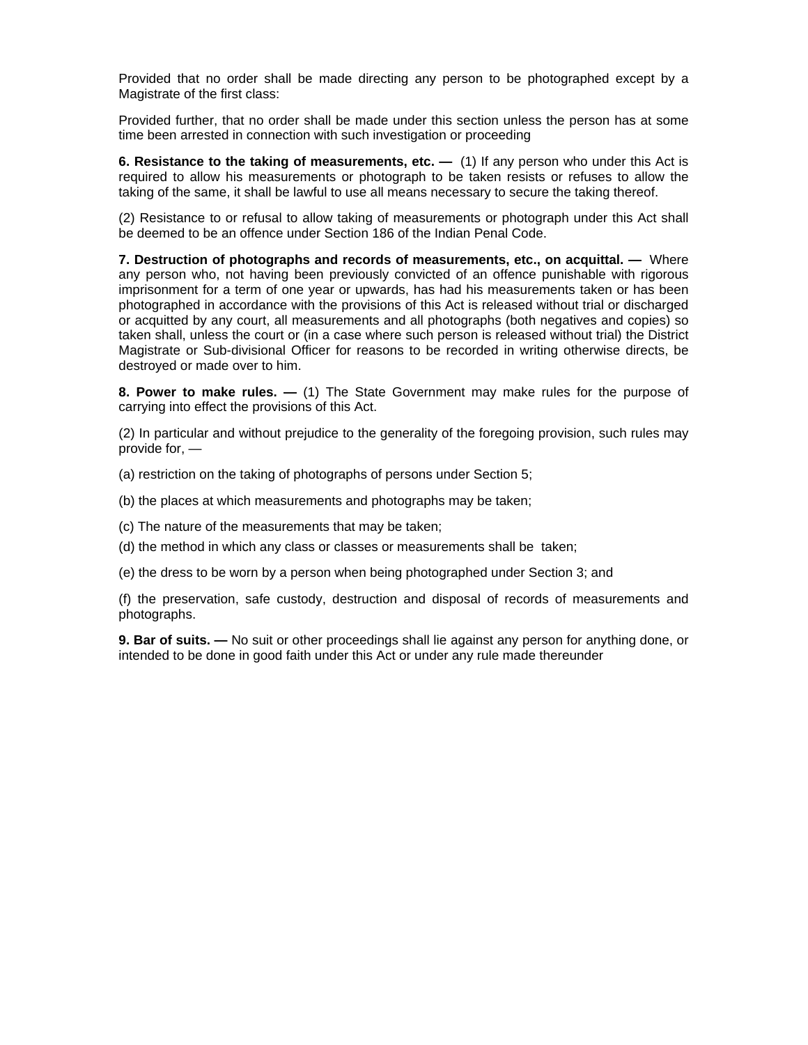Provided that no order shall be made directing any person to be photographed except by a Magistrate of the first class:

Provided further, that no order shall be made under this section unless the person has at some time been arrested in connection with such investigation or proceeding

**6. Resistance to the taking of measurements, etc. —** (1) If any person who under this Act is required to allow his measurements or photograph to be taken resists or refuses to allow the taking of the same, it shall be lawful to use all means necessary to secure the taking thereof.

(2) Resistance to or refusal to allow taking of measurements or photograph under this Act shall be deemed to be an offence under Section 186 of the Indian Penal Code.

**7. Destruction of photographs and records of measurements, etc., on acquittal. —** Where any person who, not having been previously convicted of an offence punishable with rigorous imprisonment for a term of one year or upwards, has had his measurements taken or has been photographed in accordance with the provisions of this Act is released without trial or discharged or acquitted by any court, all measurements and all photographs (both negatives and copies) so taken shall, unless the court or (in a case where such person is released without trial) the District Magistrate or Sub-divisional Officer for reasons to be recorded in writing otherwise directs, be destroyed or made over to him.

**8. Power to make rules. —** (1) The State Government may make rules for the purpose of carrying into effect the provisions of this Act.

(2) In particular and without prejudice to the generality of the foregoing provision, such rules may provide for, —

(a) restriction on the taking of photographs of persons under Section 5;

(b) the places at which measurements and photographs may be taken;

(c) The nature of the measurements that may be taken;

(d) the method in which any class or classes or measurements shall be taken;

(e) the dress to be worn by a person when being photographed under Section 3; and

(f) the preservation, safe custody, destruction and disposal of records of measurements and photographs.

**9. Bar of suits. —** No suit or other proceedings shall lie against any person for anything done, or intended to be done in good faith under this Act or under any rule made thereunder